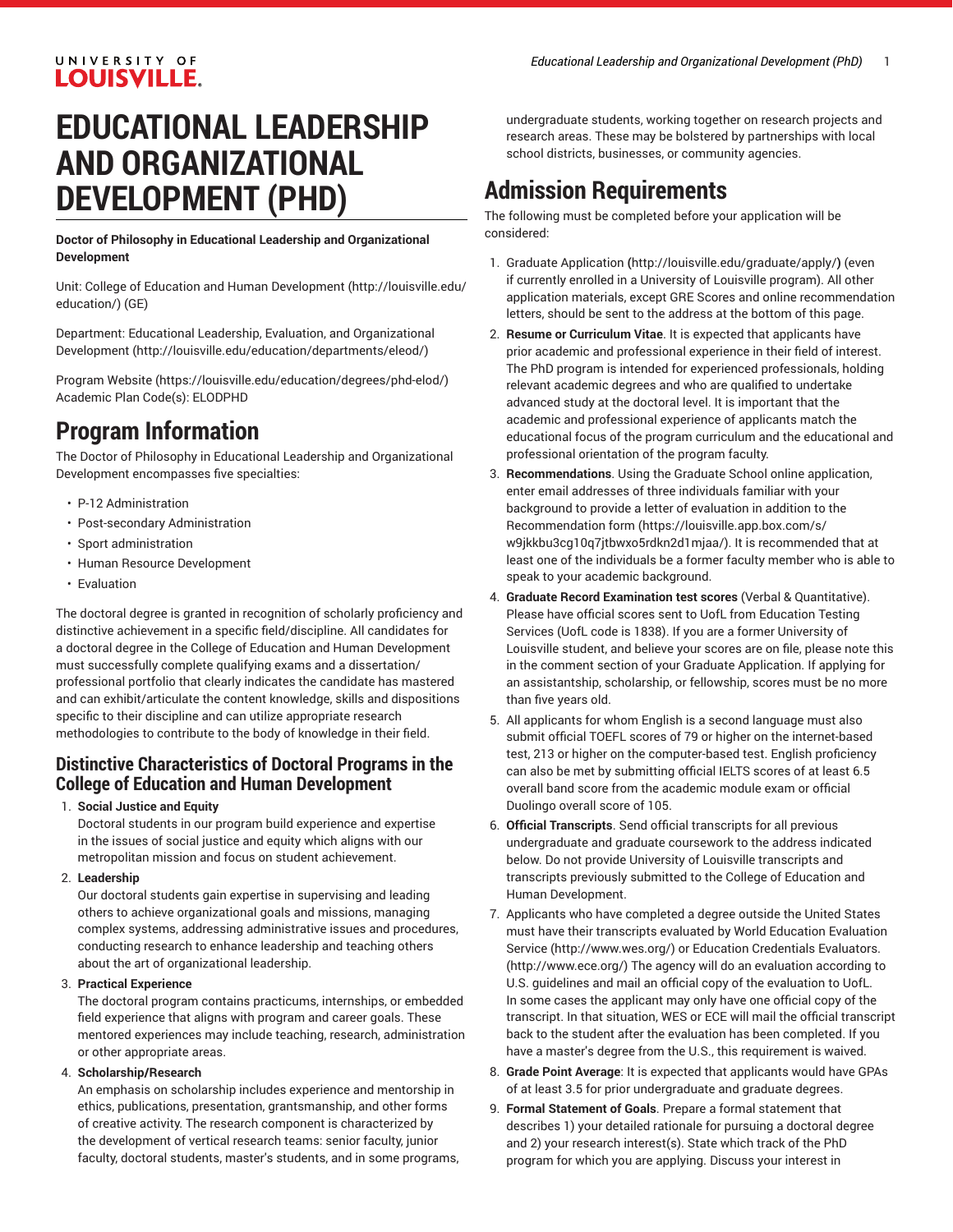# EDUCATIONAL LEADERSHIP AND ORGANIZATIONAL DEVELOPMENT (PHD)

**Doctor of Philosophy in Educational Leadership and Organizational Development**

Unit: College of Education and Human Development (http://louisville.edu/education/) (GE)

Department: Educational Leadership, Evaluation, and Organizational Development (http://louisville.edu/education/departments/eleod/)

Program Website (https://louisville.edu/education/degrees/phd-elod/)
Academic Plan Code(s): ELODPHD

## Program Information

The Doctor of Philosophy in Educational Leadership and Organizational Development encompasses five specialties:

- P-12 Administration
- Post-secondary Administration
- Sport administration
- Human Resource Development
- Evaluation

The doctoral degree is granted in recognition of scholarly proficiency and distinctive achievement in a specific field/discipline. All candidates for a doctoral degree in the College of Education and Human Development must successfully complete qualifying exams and a dissertation/professional portfolio that clearly indicates the candidate has mastered and can exhibit/articulate the content knowledge, skills and dispositions specific to their discipline and can utilize appropriate research methodologies to contribute to the body of knowledge in their field.

### Distinctive Characteristics of Doctoral Programs in the College of Education and Human Development

1. **Social Justice and Equity**
   Doctoral students in our program build experience and expertise in the issues of social justice and equity which aligns with our metropolitan mission and focus on student achievement.
2. **Leadership**
   Our doctoral students gain expertise in supervising and leading others to achieve organizational goals and missions, managing complex systems, addressing administrative issues and procedures, conducting research to enhance leadership and teaching others about the art of organizational leadership.
3. **Practical Experience**
   The doctoral program contains practicums, internships, or embedded field experience that aligns with program and career goals. These mentored experiences may include teaching, research, administration or other appropriate areas.
4. **Scholarship/Research**
   An emphasis on scholarship includes experience and mentorship in ethics, publications, presentation, grantsmanship, and other forms of creative activity. The research component is characterized by the development of vertical research teams: senior faculty, junior faculty, doctoral students, master's students, and in some programs, undergraduate students, working together on research projects and research areas. These may be bolstered by partnerships with local school districts, businesses, or community agencies.

## Admission Requirements

The following must be completed before your application will be considered:

1. Graduate Application **(**http://louisville.edu/graduate/apply/**)** (even if currently enrolled in a University of Louisville program). All other application materials, except GRE Scores and online recommendation letters, should be sent to the address at the bottom of this page.
2. **Resume or Curriculum Vitae**. It is expected that applicants have prior academic and professional experience in their field of interest. The PhD program is intended for experienced professionals, holding relevant academic degrees and who are qualified to undertake advanced study at the doctoral level. It is important that the academic and professional experience of applicants match the educational focus of the program curriculum and the educational and professional orientation of the program faculty.
3. **Recommendations**. Using the Graduate School online application, enter email addresses of three individuals familiar with your background to provide a letter of evaluation in addition to the Recommendation form (https://louisville.app.box.com/s/w9jkkbu3cg10q7jtbwxo5rdkn2d1mjaa/). It is recommended that at least one of the individuals be a former faculty member who is able to speak to your academic background.
4. **Graduate Record Examination test scores** (Verbal & Quantitative). Please have official scores sent to UofL from Education Testing Services (UofL code is 1838). If you are a former University of Louisville student, and believe your scores are on file, please note this in the comment section of your Graduate Application. If applying for an assistantship, scholarship, or fellowship, scores must be no more than five years old.
5. All applicants for whom English is a second language must also submit official TOEFL scores of 79 or higher on the internet-based test, 213 or higher on the computer-based test. English proficiency can also be met by submitting official IELTS scores of at least 6.5 overall band score from the academic module exam or official Duolingo overall score of 105.
6. **Official Transcripts**. Send official transcripts for all previous undergraduate and graduate coursework to the address indicated below. Do not provide University of Louisville transcripts and transcripts previously submitted to the College of Education and Human Development.
7. Applicants who have completed a degree outside the United States must have their transcripts evaluated by World Education Evaluation Service (http://www.wes.org/) or Education Credentials Evaluators. (http://www.ece.org/) The agency will do an evaluation according to U.S. guidelines and mail an official copy of the evaluation to UofL. In some cases the applicant may only have one official copy of the transcript. In that situation, WES or ECE will mail the official transcript back to the student after the evaluation has been completed. If you have a master's degree from the U.S., this requirement is waived.
8. **Grade Point Average**: It is expected that applicants would have GPAs of at least 3.5 for prior undergraduate and graduate degrees.
9. **Formal Statement of Goals**. Prepare a formal statement that describes 1) your detailed rationale for pursuing a doctoral degree and 2) your research interest(s). State which track of the PhD program for which you are applying. Discuss your interest in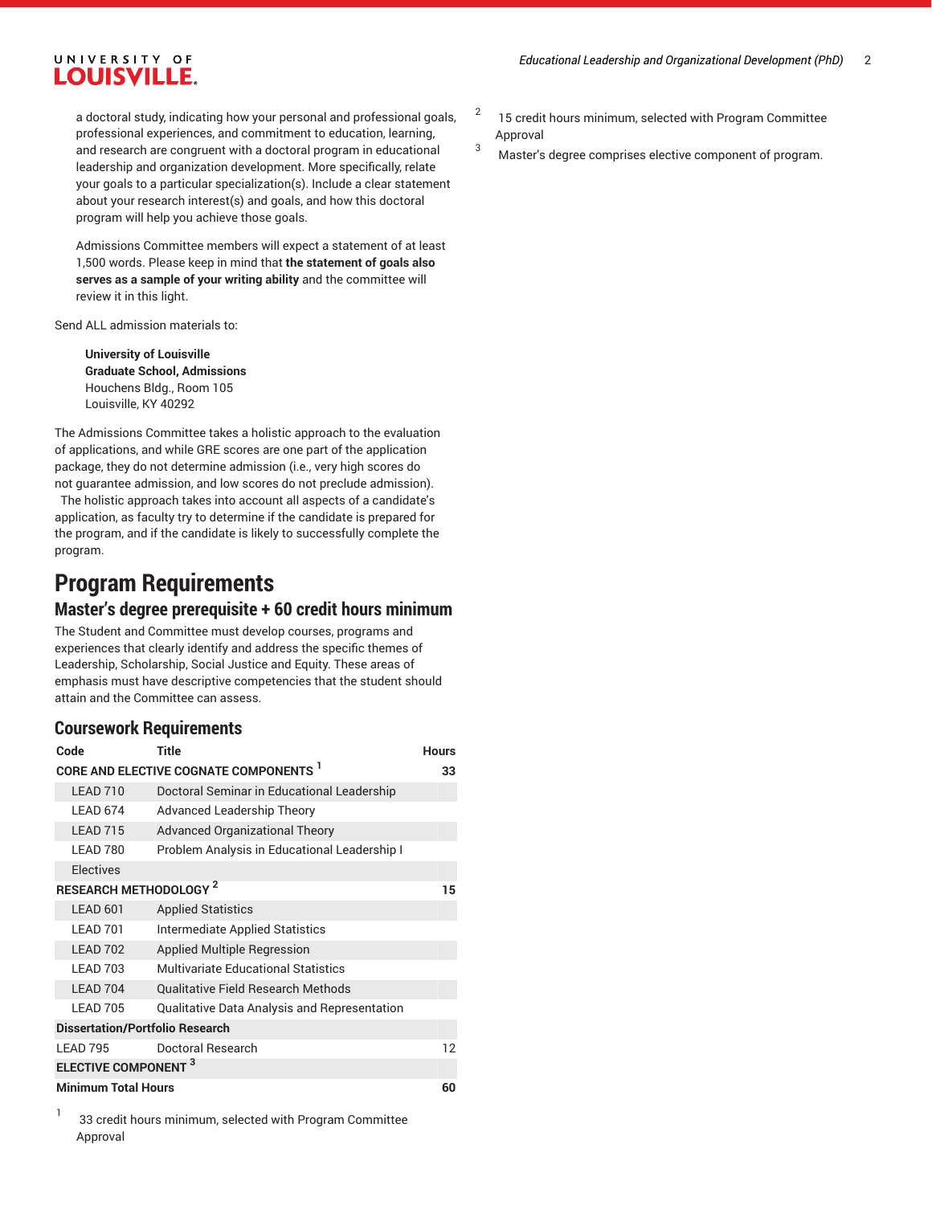a doctoral study, indicating how your personal and professional goals, professional experiences, and commitment to education, learning, and research are congruent with a doctoral program in educational leadership and organization development. More specifically, relate your goals to a particular specialization(s). Include a clear statement about your research interest(s) and goals, and how this doctoral program will help you achieve those goals.

Admissions Committee members will expect a statement of at least 1,500 words. Please keep in mind that **the statement of goals also serves as a sample of your writing ability** and the committee will review it in this light.

Send ALL admission materials to:

**University of Louisville**
**Graduate School, Admissions**
Houchens Bldg., Room 105
Louisville, KY 40292

The Admissions Committee takes a holistic approach to the evaluation of applications, and while GRE scores are one part of the application package, they do not determine admission (i.e., very high scores do not guarantee admission, and low scores do not preclude admission). The holistic approach takes into account all aspects of a candidate's application, as faculty try to determine if the candidate is prepared for the program, and if the candidate is likely to successfully complete the program.

# Program Requirements

## Master's degree prerequisite + 60 credit hours minimum

The Student and Committee must develop courses, programs and experiences that clearly identify and address the specific themes of Leadership, Scholarship, Social Justice and Equity. These areas of emphasis must have descriptive competencies that the student should attain and the Committee can assess.

## Coursework Requirements

| Code | Title | Hours |
|---|---|---|
| **CORE AND ELECTIVE COGNATE COMPONENTS** [1] | | **33** |
| LEAD 710 | Doctoral Seminar in Educational Leadership | |
| LEAD 674 | Advanced Leadership Theory | |
| LEAD 715 | Advanced Organizational Theory | |
| LEAD 780 | Problem Analysis in Educational Leadership I | |
| Electives | | |
| **RESEARCH METHODOLOGY** [2] | | **15** |
| LEAD 601 | Applied Statistics | |
| LEAD 701 | Intermediate Applied Statistics | |
| LEAD 702 | Applied Multiple Regression | |
| LEAD 703 | Multivariate Educational Statistics | |
| LEAD 704 | Qualitative Field Research Methods | |
| LEAD 705 | Qualitative Data Analysis and Representation | |
| **Dissertation/Portfolio Research** | | |
| LEAD 795 | Doctoral Research | 12 |
| **ELECTIVE COMPONENT** [3] | | |
| **Minimum Total Hours** | | **60** |

1. 33 credit hours minimum, selected with Program Committee Approval
2. 15 credit hours minimum, selected with Program Committee Approval
3. Master's degree comprises elective component of program.